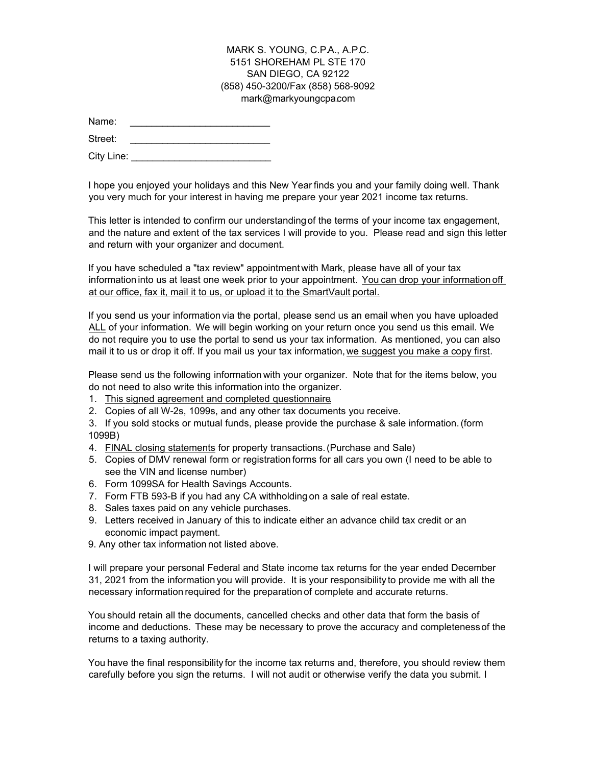MARK S. YOUNG, C.P.A., A.P.C.
5151 SHOREHAM PL STE 170
SAN DIEGO, CA 92122
(858) 450-3200/Fax (858) 568-9092
mark@markyoungcpa.com

Name: ___________________________

Street: ___________________________

City Line: ___________________________

I hope you enjoyed your holidays and this New Year finds you and your family doing well. Thank you very much for your interest in having me prepare your year 2021 income tax returns.

This letter is intended to confirm our understanding of the terms of your income tax engagement, and the nature and extent of the tax services I will provide to you. Please read and sign this letter and return with your organizer and document.

If you have scheduled a "tax review" appointment with Mark, please have all of your tax information into us at least one week prior to your appointment. <u>You can drop your information off at our office, fax it, mail it to us, or upload it to the SmartVault portal.</u>

If you send us your information via the portal, please send us an email when you have uploaded <u>ALL</u> of your information. We will begin working on your return once you send us this email. We do not require you to use the portal to send us your tax information. As mentioned, you can also mail it to us or drop it off. If you mail us your tax information, <u>we suggest you make a copy first</u>.

Please send us the following information with your organizer. Note that for the items below, you do not need to also write this information into the organizer.

1. <u>This signed agreement and completed questionnaire</u>.
2. Copies of all W-2s, 1099s, and any other tax documents you receive.
3. If you sold stocks or mutual funds, please provide the purchase & sale information. (form 1099B)
4. <u>FINAL closing statements</u> for property transactions. (Purchase and Sale)
5. Copies of DMV renewal form or registration forms for all cars you own (I need to be able to see the VIN and license number)
6. Form 1099SA for Health Savings Accounts.
7. Form FTB 593-B if you had any CA withholding on a sale of real estate.
8. Sales taxes paid on any vehicle purchases.
9. Letters received in January of this to indicate either an advance child tax credit or an economic impact payment.

9. Any other tax information not listed above.

I will prepare your personal Federal and State income tax returns for the year ended December 31, 2021 from the information you will provide. It is your responsibility to provide me with all the necessary information required for the preparation of complete and accurate returns.

You should retain all the documents, cancelled checks and other data that form the basis of income and deductions. These may be necessary to prove the accuracy and completeness of the returns to a taxing authority.

You have the final responsibility for the income tax returns and, therefore, you should review them carefully before you sign the returns. I will not audit or otherwise verify the data you submit. I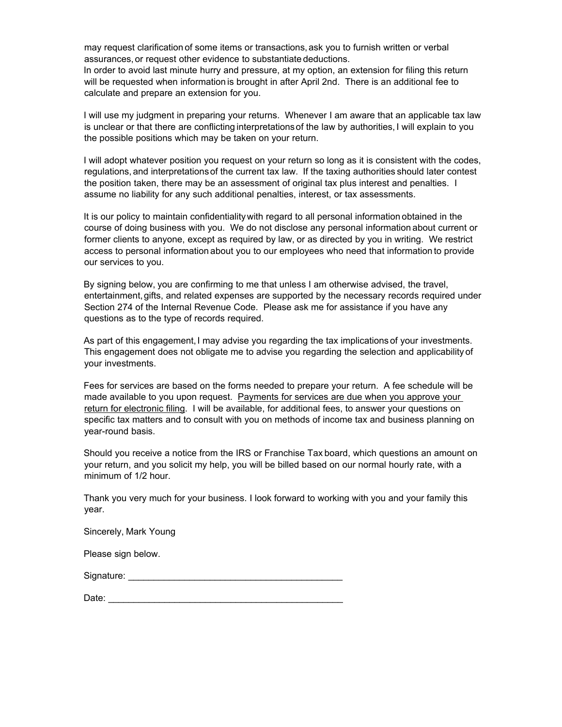may request clarification of some items or transactions, ask you to furnish written or verbal assurances, or request other evidence to substantiate deductions.
In order to avoid last minute hurry and pressure, at my option, an extension for filing this return will be requested when information is brought in after April 2nd. There is an additional fee to calculate and prepare an extension for you.

I will use my judgment in preparing your returns. Whenever I am aware that an applicable tax law is unclear or that there are conflicting interpretations of the law by authorities, I will explain to you the possible positions which may be taken on your return.

I will adopt whatever position you request on your return so long as it is consistent with the codes, regulations, and interpretations of the current tax law. If the taxing authorities should later contest the position taken, there may be an assessment of original tax plus interest and penalties. I assume no liability for any such additional penalties, interest, or tax assessments.

It is our policy to maintain confidentiality with regard to all personal information obtained in the course of doing business with you. We do not disclose any personal information about current or former clients to anyone, except as required by law, or as directed by you in writing. We restrict access to personal information about you to our employees who need that information to provide our services to you.

By signing below, you are confirming to me that unless I am otherwise advised, the travel, entertainment, gifts, and related expenses are supported by the necessary records required under Section 274 of the Internal Revenue Code. Please ask me for assistance if you have any questions as to the type of records required.

As part of this engagement, I may advise you regarding the tax implications of your investments. This engagement does not obligate me to advise you regarding the selection and applicability of your investments.

Fees for services are based on the forms needed to prepare your return. A fee schedule will be made available to you upon request. <u>Payments for services are due when you approve your return for electronic filing</u>. I will be available, for additional fees, to answer your questions on specific tax matters and to consult with you on methods of income tax and business planning on year-round basis.

Should you receive a notice from the IRS or Franchise Tax board, which questions an amount on your return, and you solicit my help, you will be billed based on our normal hourly rate, with a minimum of 1/2 hour.

Thank you very much for your business. I look forward to working with you and your family this year.

Sincerely, Mark Young

Please sign below.

Signature: ___________________________________________

Date: _______________________________________________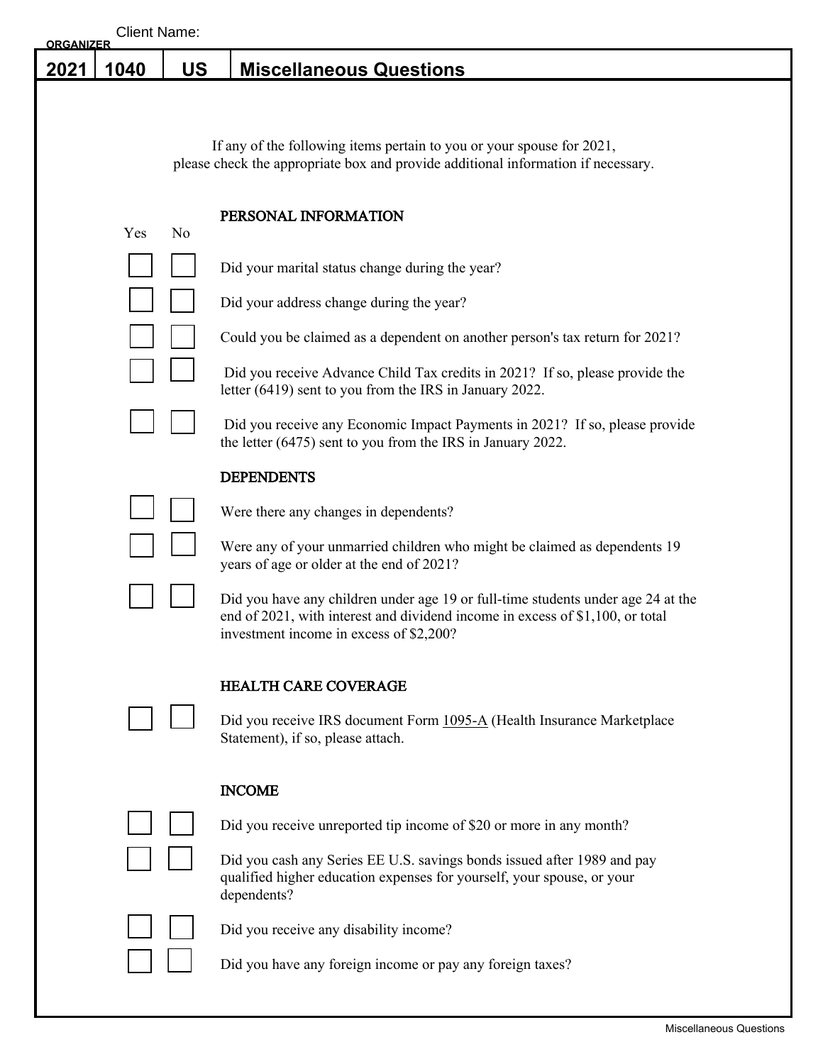Client Name:

ORGANIZER

| 2021 | 1040 | US | Miscellaneous Questions |
|---|---|---|---|

If any of the following items pertain to you or your spouse for 2021, please check the appropriate box and provide additional information if necessary.

### PERSONAL INFORMATION

| Yes | No | |
|---|---|---|
| ☐ | ☐ | Did your marital status change during the year? |
| ☐ | ☐ | Did your address change during the year? |
| ☐ | ☐ | Could you be claimed as a dependent on another person's tax return for 2021? |
| ☐ | ☐ | Did you receive Advance Child Tax credits in 2021? If so, please provide the letter (6419) sent to you from the IRS in January 2022. |
| ☐ | ☐ | Did you receive any Economic Impact Payments in 2021? If so, please provide the letter (6475) sent to you from the IRS in January 2022. |

### DEPENDENTS

| Yes | No | |
|---|---|---|
| ☐ | ☐ | Were there any changes in dependents? |
| ☐ | ☐ | Were any of your unmarried children who might be claimed as dependents 19 years of age or older at the end of 2021? |
| ☐ | ☐ | Did you have any children under age 19 or full-time students under age 24 at the end of 2021, with interest and dividend income in excess of $1,100, or total investment income in excess of $2,200? |

### HEALTH CARE COVERAGE

| Yes | No | |
|---|---|---|
| ☐ | ☐ | Did you receive IRS document Form 1095-A (Health Insurance Marketplace Statement), if so, please attach. |

### INCOME

| Yes | No | |
|---|---|---|
| ☐ | ☐ | Did you receive unreported tip income of $20 or more in any month? |
| ☐ | ☐ | Did you cash any Series EE U.S. savings bonds issued after 1989 and pay qualified higher education expenses for yourself, your spouse, or your dependents? |
| ☐ | ☐ | Did you receive any disability income? |
| ☐ | ☐ | Did you have any foreign income or pay any foreign taxes? |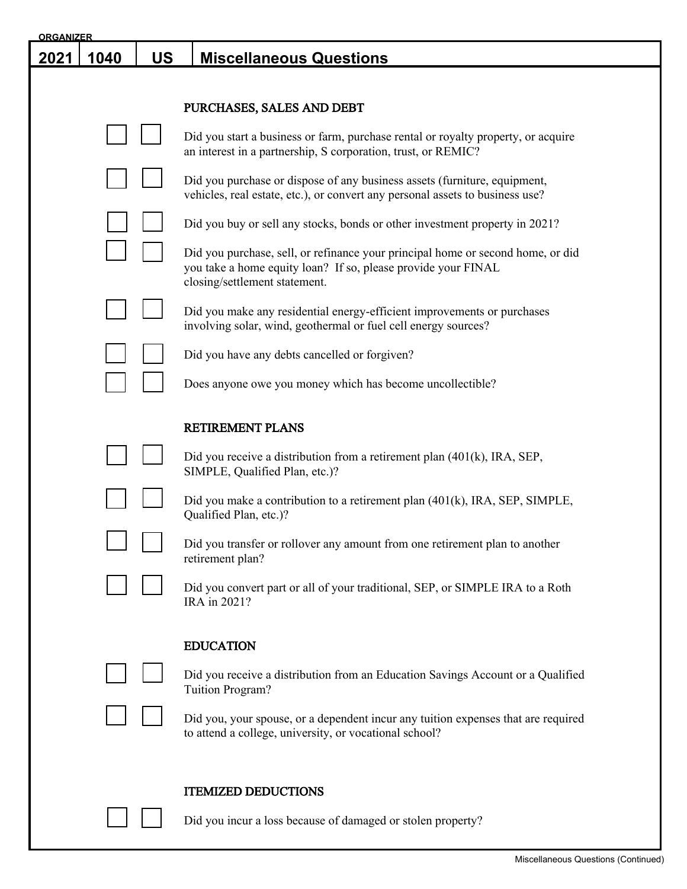ORGANIZER

# 2021 | 1040 | US | Miscellaneous Questions

## PURCHASES, SALES AND DEBT

- [ ] [ ] Did you start a business or farm, purchase rental or royalty property, or acquire an interest in a partnership, S corporation, trust, or REMIC?
- [ ] [ ] Did you purchase or dispose of any business assets (furniture, equipment, vehicles, real estate, etc.), or convert any personal assets to business use?
- [ ] [ ] Did you buy or sell any stocks, bonds or other investment property in 2021?
- [ ] [ ] Did you purchase, sell, or refinance your principal home or second home, or did you take a home equity loan? If so, please provide your FINAL closing/settlement statement.
- [ ] [ ] Did you make any residential energy-efficient improvements or purchases involving solar, wind, geothermal or fuel cell energy sources?
- [ ] [ ] Did you have any debts cancelled or forgiven?
- [ ] [ ] Does anyone owe you money which has become uncollectible?

## RETIREMENT PLANS

- [ ] [ ] Did you receive a distribution from a retirement plan (401(k), IRA, SEP, SIMPLE, Qualified Plan, etc.)?
- [ ] [ ] Did you make a contribution to a retirement plan (401(k), IRA, SEP, SIMPLE, Qualified Plan, etc.)?
- [ ] [ ] Did you transfer or rollover any amount from one retirement plan to another retirement plan?
- [ ] [ ] Did you convert part or all of your traditional, SEP, or SIMPLE IRA to a Roth IRA in 2021?

## EDUCATION

- [ ] [ ] Did you receive a distribution from an Education Savings Account or a Qualified Tuition Program?
- [ ] [ ] Did you, your spouse, or a dependent incur any tuition expenses that are required to attend a college, university, or vocational school?

## ITEMIZED DEDUCTIONS

- [ ] [ ] Did you incur a loss because of damaged or stolen property?

Miscellaneous Questions (Continued)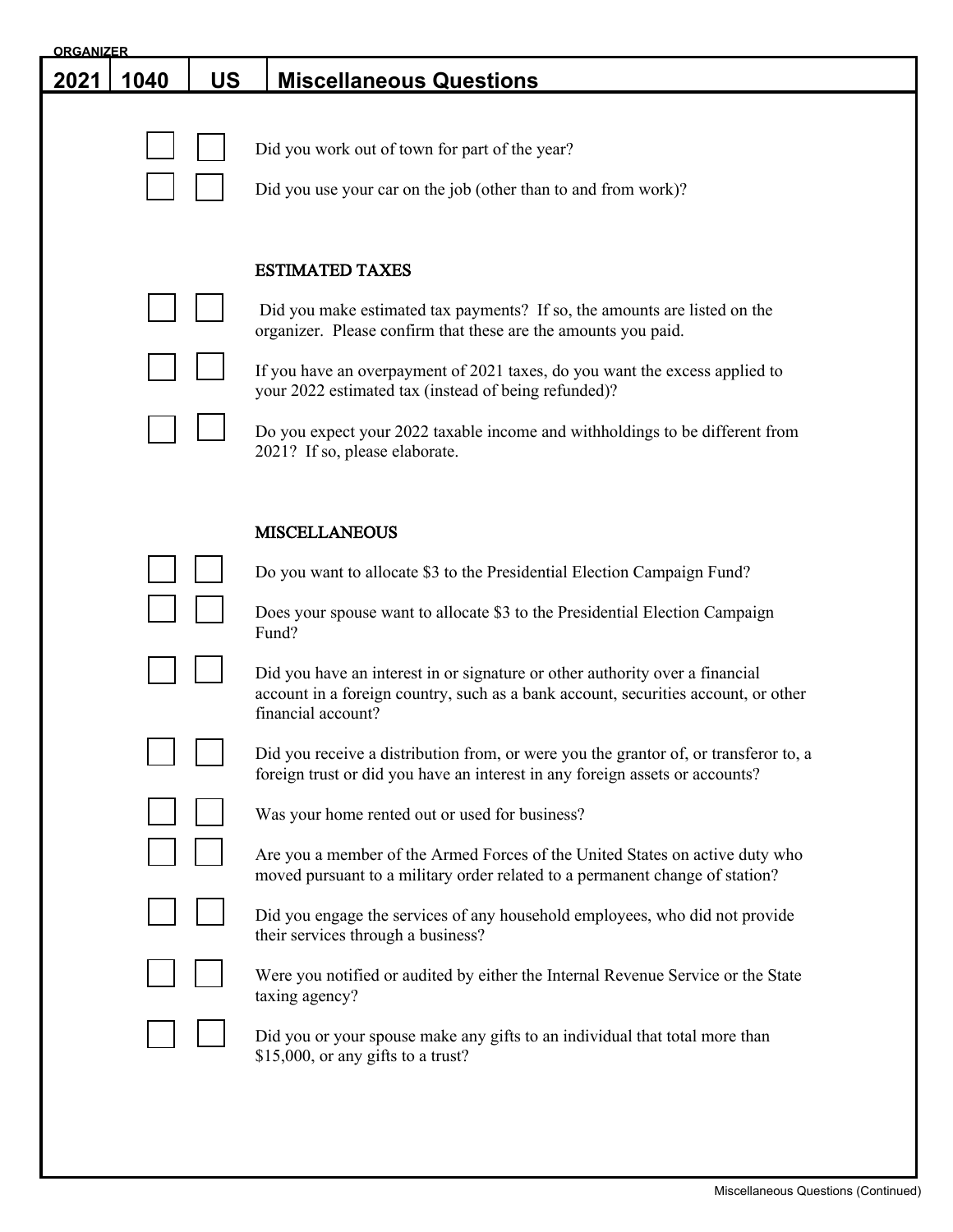ORGANIZER

# 2021 | 1040 | US | Miscellaneous Questions

- [ ] [ ] Did you work out of town for part of the year?
- [ ] [ ] Did you use your car on the job (other than to and from work)?

## ESTIMATED TAXES

- [ ] [ ] Did you make estimated tax payments? If so, the amounts are listed on the organizer. Please confirm that these are the amounts you paid.
- [ ] [ ] If you have an overpayment of 2021 taxes, do you want the excess applied to your 2022 estimated tax (instead of being refunded)?
- [ ] [ ] Do you expect your 2022 taxable income and withholdings to be different from 2021? If so, please elaborate.

## MISCELLANEOUS

- [ ] [ ] Do you want to allocate $3 to the Presidential Election Campaign Fund?
- [ ] [ ] Does your spouse want to allocate $3 to the Presidential Election Campaign Fund?
- [ ] [ ] Did you have an interest in or signature or other authority over a financial account in a foreign country, such as a bank account, securities account, or other financial account?
- [ ] [ ] Did you receive a distribution from, or were you the grantor of, or transferor to, a foreign trust or did you have an interest in any foreign assets or accounts?
- [ ] [ ] Was your home rented out or used for business?
- [ ] [ ] Are you a member of the Armed Forces of the United States on active duty who moved pursuant to a military order related to a permanent change of station?
- [ ] [ ] Did you engage the services of any household employees, who did not provide their services through a business?
- [ ] [ ] Were you notified or audited by either the Internal Revenue Service or the State taxing agency?
- [ ] [ ] Did you or your spouse make any gifts to an individual that total more than $15,000, or any gifts to a trust?

Miscellaneous Questions (Continued)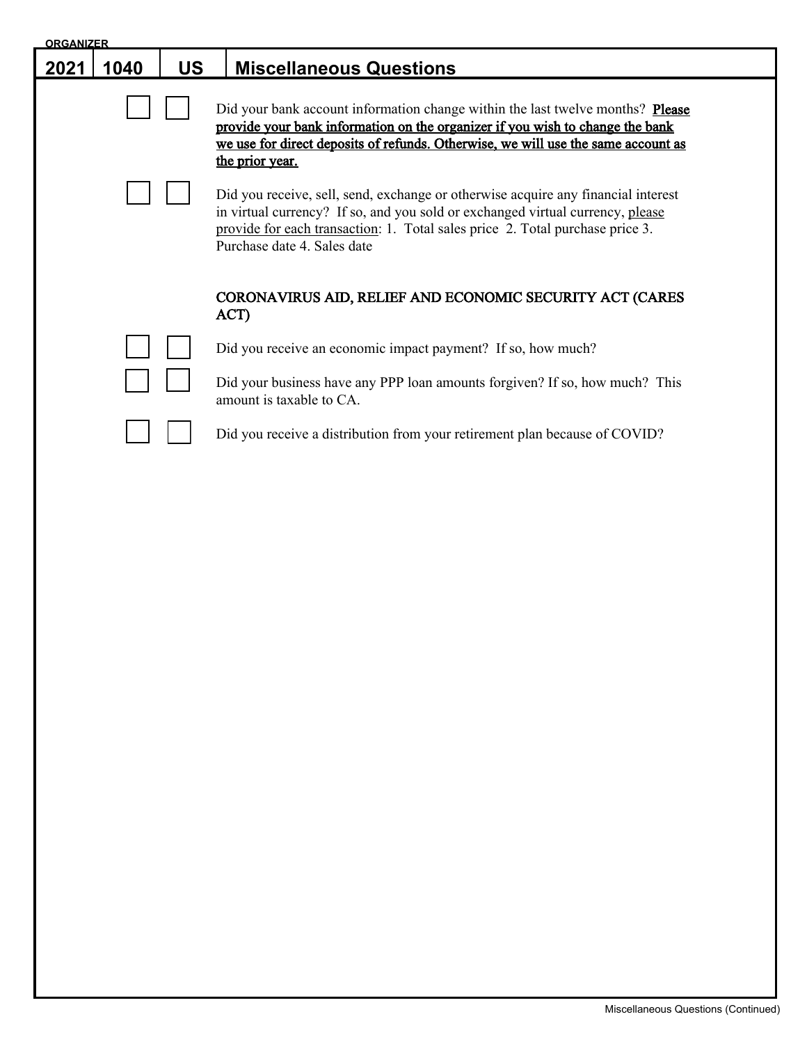ORGANIZER

| 2021 | 1040 | US | Miscellaneous Questions |
|---|---|---|---|

☐ ☐ Did your bank account information change within the last twelve months? **Please provide your bank information on the organizer if you wish to change the bank we use for direct deposits of refunds. Otherwise, we will use the same account as the prior year.**

☐ ☐ Did you receive, sell, send, exchange or otherwise acquire any financial interest in virtual currency? If so, and you sold or exchanged virtual currency, please provide for each transaction: 1. Total sales price 2. Total purchase price 3. Purchase date 4. Sales date

CORONAVIRUS AID, RELIEF AND ECONOMIC SECURITY ACT (CARES ACT)

☐ ☐ Did you receive an economic impact payment? If so, how much?

☐ ☐ Did your business have any PPP loan amounts forgiven? If so, how much? This amount is taxable to CA.

☐ ☐ Did you receive a distribution from your retirement plan because of COVID?

Miscellaneous Questions (Continued)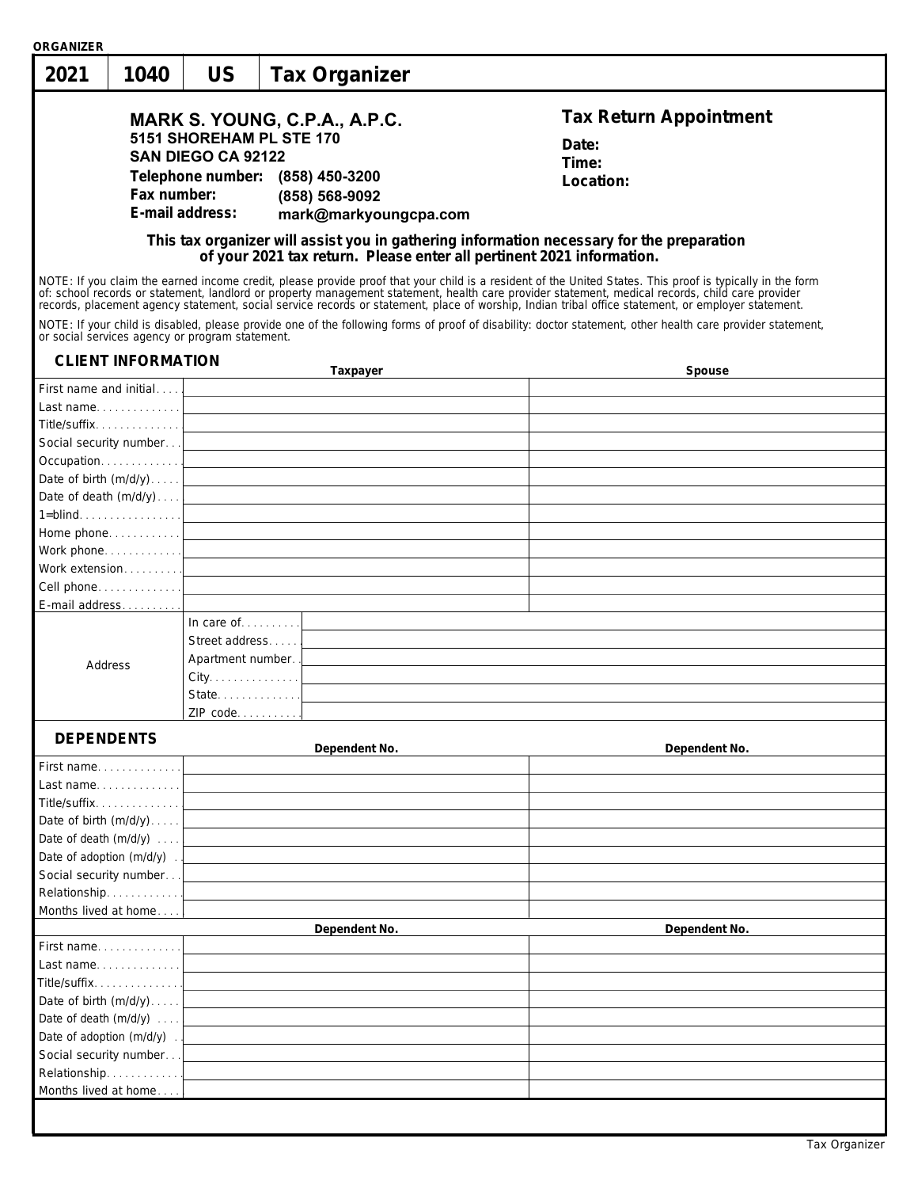ORGANIZER

| 2021 | 1040 | US | Tax Organizer |
|---|---|---|---|

**MARK S. YOUNG, C.P.A., A.P.C.**
**5151 SHOREHAM PL STE 170**
**SAN DIEGO CA 92122**
**Telephone number:** (858) 450-3200
**Fax number:** (858) 568-9092
**E-mail address:** mark@markyoungcpa.com

### Tax Return Appointment

**Date:**
**Time:**
**Location:**

**This tax organizer will assist you in gathering information necessary for the preparation of your 2021 tax return. Please enter all pertinent 2021 information.**

NOTE: If you claim the earned income credit, please provide proof that your child is a resident of the United States. This proof is typically in the form of: school records or statement, landlord or property management statement, health care provider statement, medical records, child care provider records, placement agency statement, social service records or statement, place of worship, Indian tribal office statement, or employer statement.

NOTE: If your child is disabled, please provide one of the following forms of proof of disability: doctor statement, other health care provider statement, or social services agency or program statement.

## CLIENT INFORMATION

| | | Taxpayer | Spouse |
|---|---|---|---|
| First name and initial | | | |
| Last name | | | |
| Title/suffix | | | |
| Social security number | | | |
| Occupation | | | |
| Date of birth (m/d/y) | | | |
| Date of death (m/d/y) | | | |
| 1=blind | | | |
| Home phone | | | |
| Work phone | | | |
| Work extension | | | |
| Cell phone | | | |
| E-mail address | | | |
| Address | In care of | | |
| | Street address | | |
| | Apartment number | | |
| | City | | |
| | State | | |
| | ZIP code | | |

## DEPENDENTS

| | Dependent No. | Dependent No. |
|---|---|---|
| First name | | |
| Last name | | |
| Title/suffix | | |
| Date of birth (m/d/y) | | |
| Date of death (m/d/y) | | |
| Date of adoption (m/d/y) | | |
| Social security number | | |
| Relationship | | |
| Months lived at home | | |

| | Dependent No. | Dependent No. |
|---|---|---|
| First name | | |
| Last name | | |
| Title/suffix | | |
| Date of birth (m/d/y) | | |
| Date of death (m/d/y) | | |
| Date of adoption (m/d/y) | | |
| Social security number | | |
| Relationship | | |
| Months lived at home | | |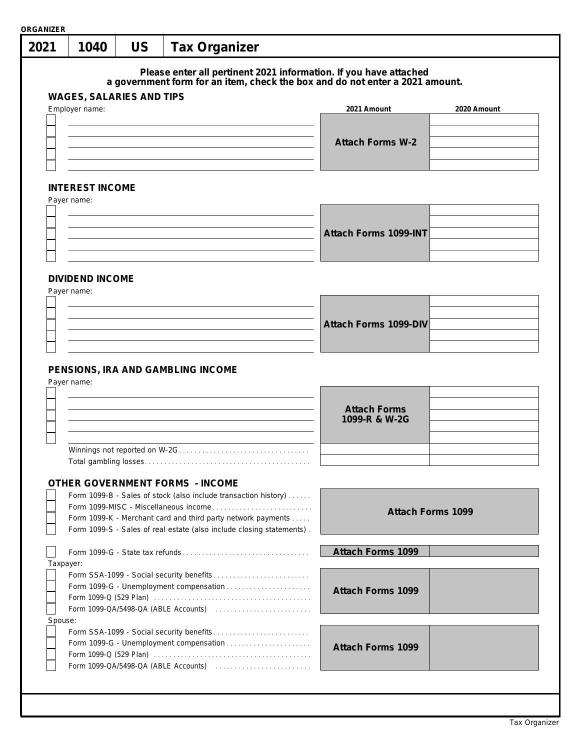ORGANIZER

# 2021 | 1040 | US | Tax Organizer

**Please enter all pertinent 2021 information. If you have attached a government form for an item, check the box and do not enter a 2021 amount.**

## WAGES, SALARIES AND TIPS

| Employer name: | 2021 Amount | 2020 Amount |
|---|---|---|
| ☐ | Attach Forms W-2 | |
| ☐ | | |
| ☐ | | |
| ☐ | | |
| ☐ | | |

## INTEREST INCOME

| Payer name: | | |
|---|---|---|
| ☐ | Attach Forms 1099-INT | |
| ☐ | | |
| ☐ | | |
| ☐ | | |
| ☐ | | |

## DIVIDEND INCOME

| Payer name: | | |
|---|---|---|
| ☐ | Attach Forms 1099-DIV | |
| ☐ | | |
| ☐ | | |
| ☐ | | |
| ☐ | | |

## PENSIONS, IRA AND GAMBLING INCOME

| Payer name: | | |
|---|---|---|
| ☐ | Attach Forms 1099-R & W-2G | |
| ☐ | | |
| ☐ | | |
| ☐ | | |
| ☐ | | |
| Winnings not reported on W-2G | | |
| Total gambling losses | | |

## OTHER GOVERNMENT FORMS - INCOME

| | | |
|---|---|---|
| ☐ Form 1099-B - Sales of stock (also include transaction history) | Attach Forms 1099 | |
| ☐ Form 1099-MISC - Miscellaneous income | | |
| ☐ Form 1099-K - Merchant card and third party network payments | | |
| ☐ Form 1099-S - Sales of real estate (also include closing statements) | | |
| ☐ Form 1099-G - State tax refunds | Attach Forms 1099 | |
| **Taxpayer:** | | |
| ☐ Form SSA-1099 - Social security benefits | Attach Forms 1099 | |
| ☐ Form 1099-G - Unemployment compensation | | |
| ☐ Form 1099-Q (529 Plan) | | |
| ☐ Form 1099-QA/5498-QA (ABLE Accounts) | | |
| **Spouse:** | | |
| ☐ Form SSA-1099 - Social security benefits | Attach Forms 1099 | |
| ☐ Form 1099-G - Unemployment compensation | | |
| ☐ Form 1099-Q (529 Plan) | | |
| ☐ Form 1099-QA/5498-QA (ABLE Accounts) | | |

Tax Organizer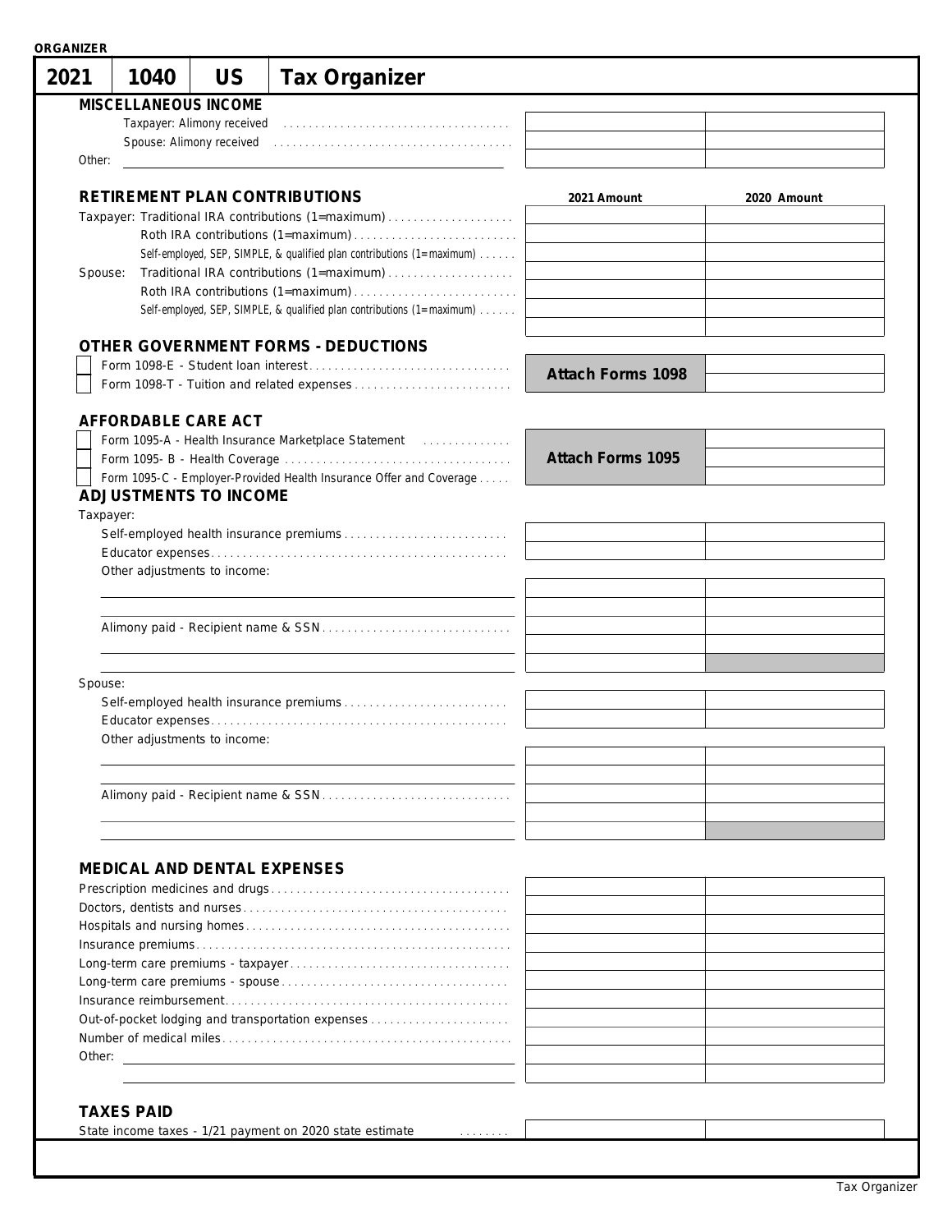ORGANIZER

# 2021 | 1040 | US | Tax Organizer

## MISCELLANEOUS INCOME

| | 2021 Amount | 2020 Amount |
|---|---|---|
| Taxpayer: Alimony received | | |
| Spouse: Alimony received | | |
| Other: | | |

## RETIREMENT PLAN CONTRIBUTIONS

| | 2021 Amount | 2020 Amount |
|---|---|---|
| Taxpayer: Traditional IRA contributions (1=maximum) | | |
| Roth IRA contributions (1=maximum) | | |
| Self-employed, SEP, SIMPLE, & qualified plan contributions (1=maximum) | | |
| Spouse: Traditional IRA contributions (1=maximum) | | |
| Roth IRA contributions (1=maximum) | | |
| Self-employed, SEP, SIMPLE, & qualified plan contributions (1=maximum) | | |
| | | |

## OTHER GOVERNMENT FORMS - DEDUCTIONS

| | | |
|---|---|---|
| ☐ Form 1098-E - Student loan interest | **Attach Forms 1098** | |
| ☐ Form 1098-T - Tuition and related expenses | | |

## AFFORDABLE CARE ACT

| | | |
|---|---|---|
| ☐ Form 1095-A - Health Insurance Marketplace Statement | **Attach Forms 1095** | |
| ☐ Form 1095- B - Health Coverage | | |
| ☐ Form 1095-C - Employer-Provided Health Insurance Offer and Coverage | | |

## ADJUSTMENTS TO INCOME

| | 2021 Amount | 2020 Amount |
|---|---|---|
| **Taxpayer:** | | |
| Self-employed health insurance premiums | | |
| Educator expenses | | |
| Other adjustments to income: | | |
| | | |
| | | |
| Alimony paid - Recipient name & SSN | | |
| | | |
| | | |
| **Spouse:** | | |
| Self-employed health insurance premiums | | |
| Educator expenses | | |
| Other adjustments to income: | | |
| | | |
| | | |
| Alimony paid - Recipient name & SSN | | |
| | | |
| | | |

## MEDICAL AND DENTAL EXPENSES

| | 2021 Amount | 2020 Amount |
|---|---|---|
| Prescription medicines and drugs | | |
| Doctors, dentists and nurses | | |
| Hospitals and nursing homes | | |
| Insurance premiums | | |
| Long-term care premiums - taxpayer | | |
| Long-term care premiums - spouse | | |
| Insurance reimbursement | | |
| Out-of-pocket lodging and transportation expenses | | |
| Number of medical miles | | |
| Other: | | |
| | | |

## TAXES PAID

| | 2021 Amount | 2020 Amount |
|---|---|---|
| State income taxes - 1/21 payment on 2020 state estimate | | |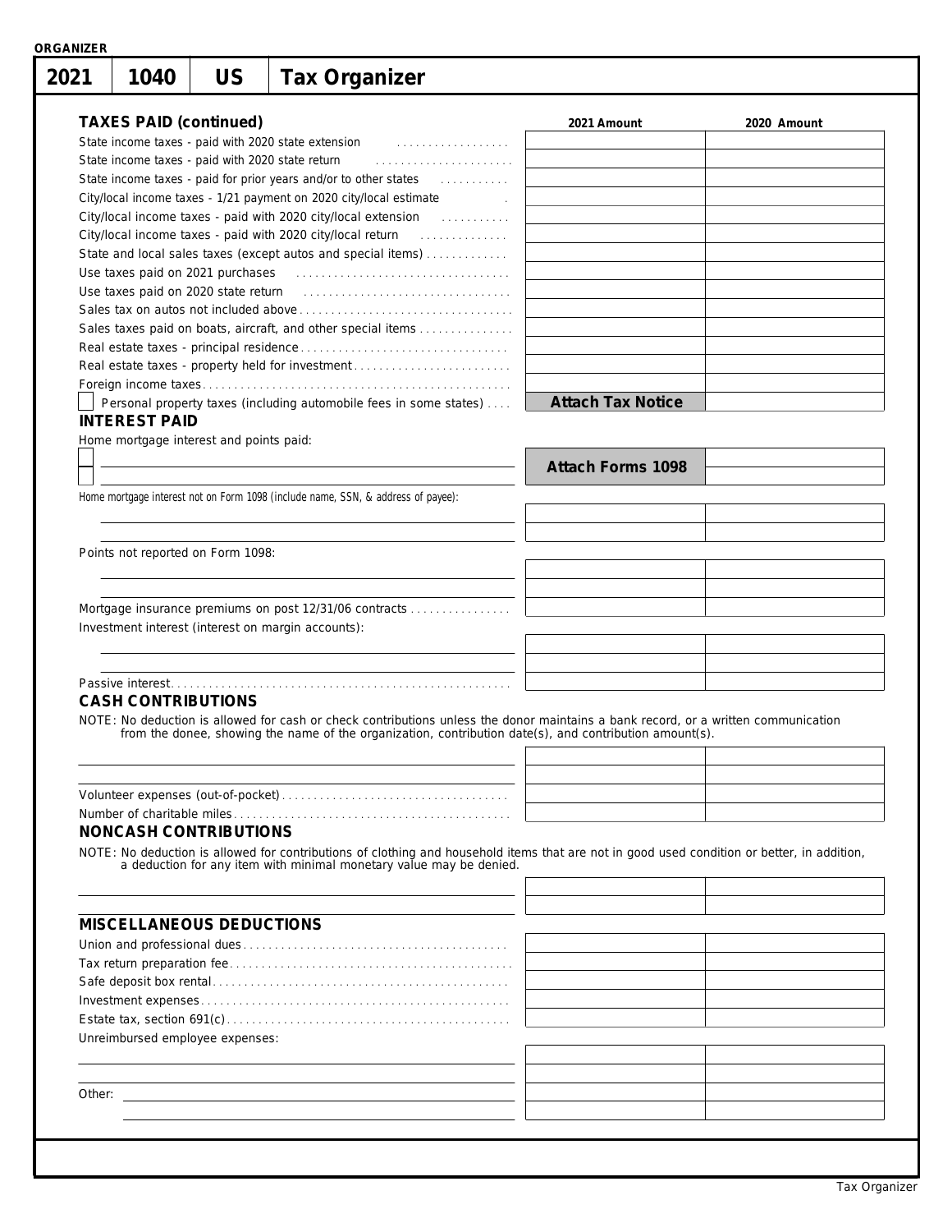ORGANIZER

| 2021 | 1040 | US | Tax Organizer |
|---|---|---|---|

### TAXES PAID (continued)

| | 2021 Amount | 2020 Amount |
|---|---|---|
| State income taxes - paid with 2020 state extension | | |
| State income taxes - paid with 2020 state return | | |
| State income taxes - paid for prior years and/or to other states | | |
| City/local income taxes - 1/21 payment on 2020 city/local estimate | | |
| City/local income taxes - paid with 2020 city/local extension | | |
| City/local income taxes - paid with 2020 city/local return | | |
| State and local sales taxes (except autos and special items) | | |
| Use taxes paid on 2021 purchases | | |
| Use taxes paid on 2020 state return | | |
| Sales tax on autos not included above | | |
| Sales taxes paid on boats, aircraft, and other special items | | |
| Real estate taxes - principal residence | | |
| Real estate taxes - property held for investment | | |
| Foreign income taxes | | |
| ☐ Personal property taxes (including automobile fees in some states) | **Attach Tax Notice** | |

### INTEREST PAID

Home mortgage interest and points paid:

| | 2021 Amount | 2020 Amount |
|---|---|---|
| ☐ | **Attach Forms 1098** | |
| ☐ | | |

Home mortgage interest not on Form 1098 (include name, SSN, & address of payee):

| | 2021 Amount | 2020 Amount |
|---|---|---|
| | | |
| | | |

Points not reported on Form 1098:

| | 2021 Amount | 2020 Amount |
|---|---|---|
| | | |
| | | |
| Mortgage insurance premiums on post 12/31/06 contracts | | |

Investment interest (interest on margin accounts):

| | 2021 Amount | 2020 Amount |
|---|---|---|
| | | |
| | | |
| Passive interest | | |

### CASH CONTRIBUTIONS

NOTE: No deduction is allowed for cash or check contributions unless the donor maintains a bank record, or a written communication from the donee, showing the name of the organization, contribution date(s), and contribution amount(s).

| | 2021 Amount | 2020 Amount |
|---|---|---|
| | | |
| | | |
| Volunteer expenses (out-of-pocket) | | |
| Number of charitable miles | | |

### NONCASH CONTRIBUTIONS

NOTE: No deduction is allowed for contributions of clothing and household items that are not in good used condition or better, in addition, a deduction for any item with minimal monetary value may be denied.

| | 2021 Amount | 2020 Amount |
|---|---|---|
| | | |
| | | |

### MISCELLANEOUS DEDUCTIONS

| | 2021 Amount | 2020 Amount |
|---|---|---|
| Union and professional dues | | |
| Tax return preparation fee | | |
| Safe deposit box rental | | |
| Investment expenses | | |
| Estate tax, section 691(c) | | |

Unreimbursed employee expenses:

| | 2021 Amount | 2020 Amount |
|---|---|---|
| | | |
| | | |
| Other: | | |
| | | |

Tax Organizer